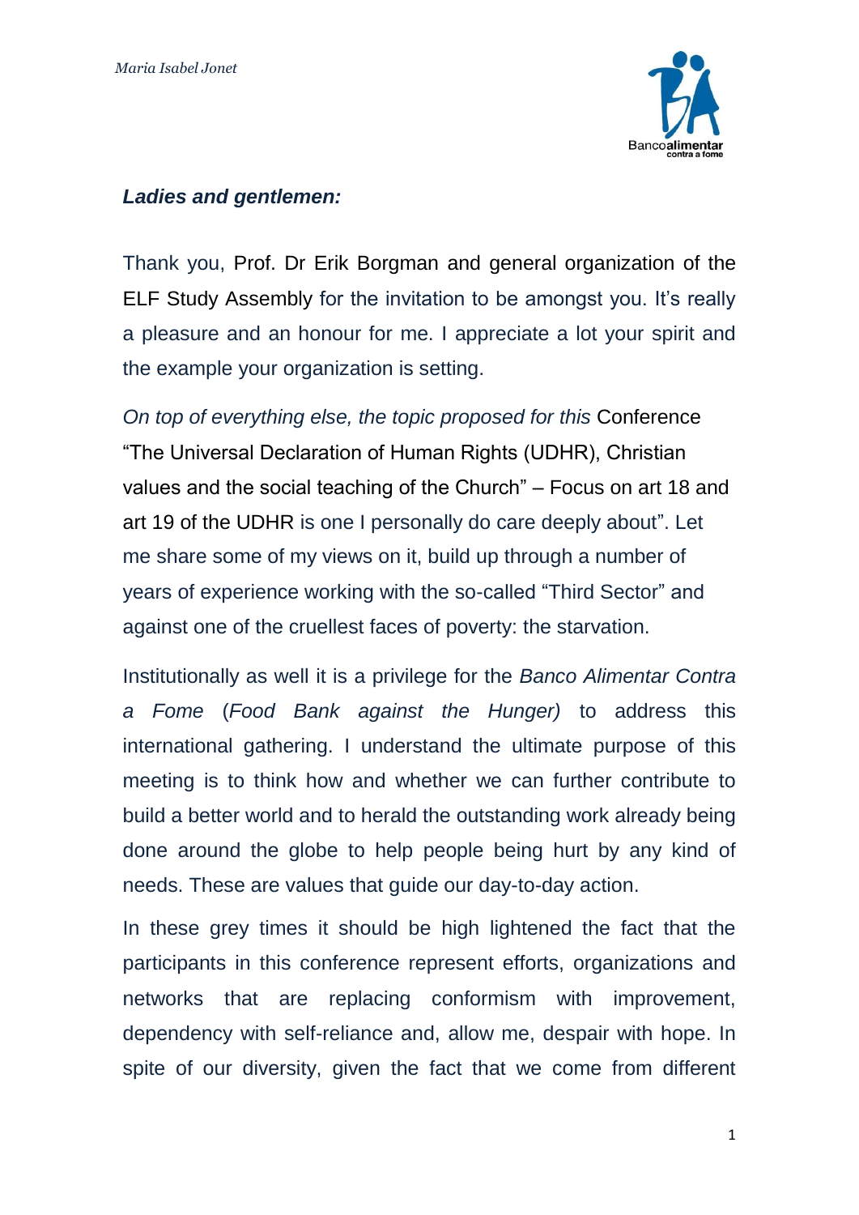***Ladies and gentlemen:***

Thank you, Prof. Dr Erik Borgman and general organization of the ELF Study Assembly for the invitation to be amongst you. It's really a pleasure and an honour for me. I appreciate a lot your spirit and the example your organization is setting.

*On top of everything else, the topic proposed for this* Conference "The Universal Declaration of Human Rights (UDHR), Christian values and the social teaching of the Church" – Focus on art 18 and art 19 of the UDHR is one I personally do care deeply about". Let me share some of my views on it, build up through a number of years of experience working with the so-called "Third Sector" and against one of the cruellest faces of poverty: the starvation.

Institutionally as well it is a privilege for the *Banco Alimentar Contra a Fome* (*Food Bank against the Hunger)* to address this international gathering. I understand the ultimate purpose of this meeting is to think how and whether we can further contribute to build a better world and to herald the outstanding work already being done around the globe to help people being hurt by any kind of needs. These are values that guide our day-to-day action.

In these grey times it should be high lightened the fact that the participants in this conference represent efforts, organizations and networks that are replacing conformism with improvement, dependency with self-reliance and, allow me, despair with hope. In spite of our diversity, given the fact that we come from different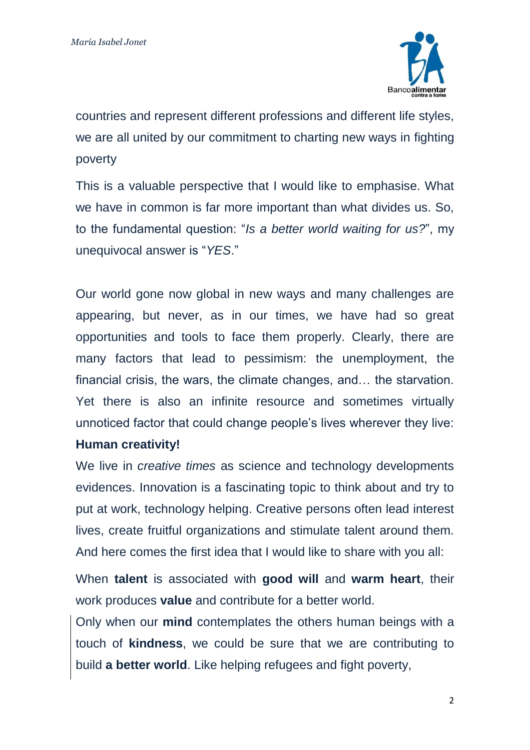countries and represent different professions and different life styles, we are all united by our commitment to charting new ways in fighting poverty

This is a valuable perspective that I would like to emphasise. What we have in common is far more important than what divides us. So, to the fundamental question: "*Is a better world waiting for us?*", my unequivocal answer is "*YES*."

Our world gone now global in new ways and many challenges are appearing, but never, as in our times, we have had so great opportunities and tools to face them properly. Clearly, there are many factors that lead to pessimism: the unemployment, the financial crisis, the wars, the climate changes, and… the starvation. Yet there is also an infinite resource and sometimes virtually unnoticed factor that could change people's lives wherever they live: **Human creativity!**

We live in *creative times* as science and technology developments evidences. Innovation is a fascinating topic to think about and try to put at work, technology helping. Creative persons often lead interest lives, create fruitful organizations and stimulate talent around them. And here comes the first idea that I would like to share with you all:

When **talent** is associated with **good will** and **warm heart**, their work produces **value** and contribute for a better world.

Only when our **mind** contemplates the others human beings with a touch of **kindness**, we could be sure that we are contributing to build **a better world**. Like helping refugees and fight poverty,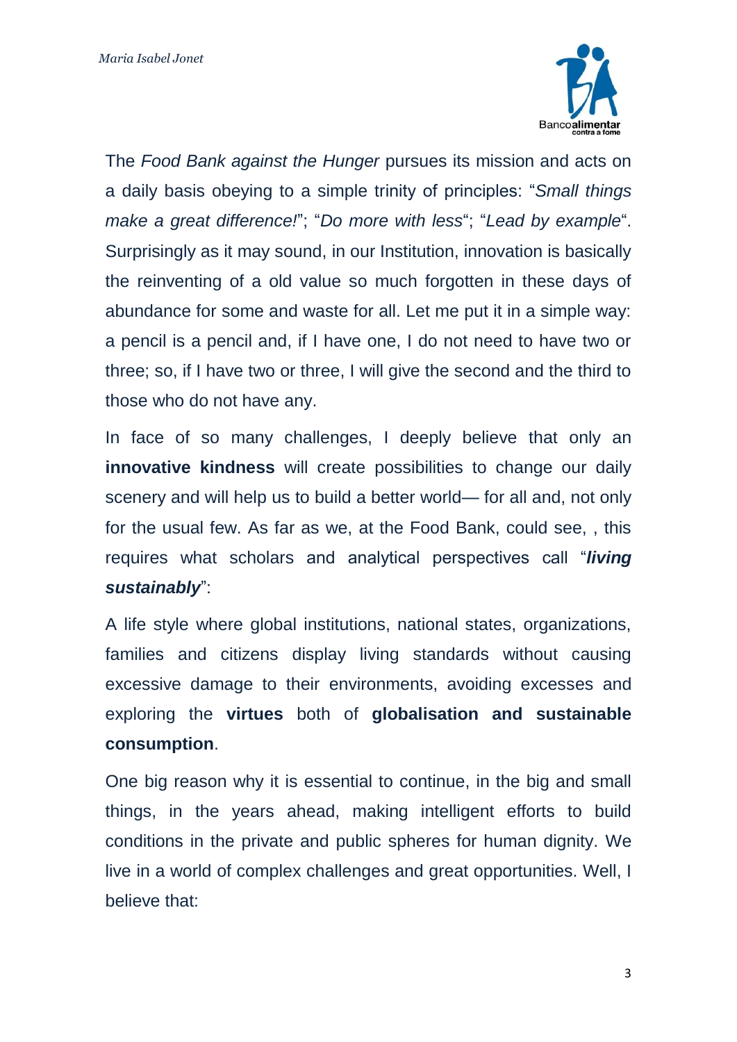The *Food Bank against the Hunger* pursues its mission and acts on a daily basis obeying to a simple trinity of principles: "*Small things make a great difference!*"; "*Do more with less*"; "*Lead by example*". Surprisingly as it may sound, in our Institution, innovation is basically the reinventing of a old value so much forgotten in these days of abundance for some and waste for all. Let me put it in a simple way: a pencil is a pencil and, if I have one, I do not need to have two or three; so, if I have two or three, I will give the second and the third to those who do not have any.

In face of so many challenges, I deeply believe that only an **innovative kindness** will create possibilities to change our daily scenery and will help us to build a better world— for all and, not only for the usual few. As far as we, at the Food Bank, could see, , this requires what scholars and analytical perspectives call "***living sustainably***":

A life style where global institutions, national states, organizations, families and citizens display living standards without causing excessive damage to their environments, avoiding excesses and exploring the **virtues** both of **globalisation and sustainable consumption**.

One big reason why it is essential to continue, in the big and small things, in the years ahead, making intelligent efforts to build conditions in the private and public spheres for human dignity. We live in a world of complex challenges and great opportunities. Well, I believe that: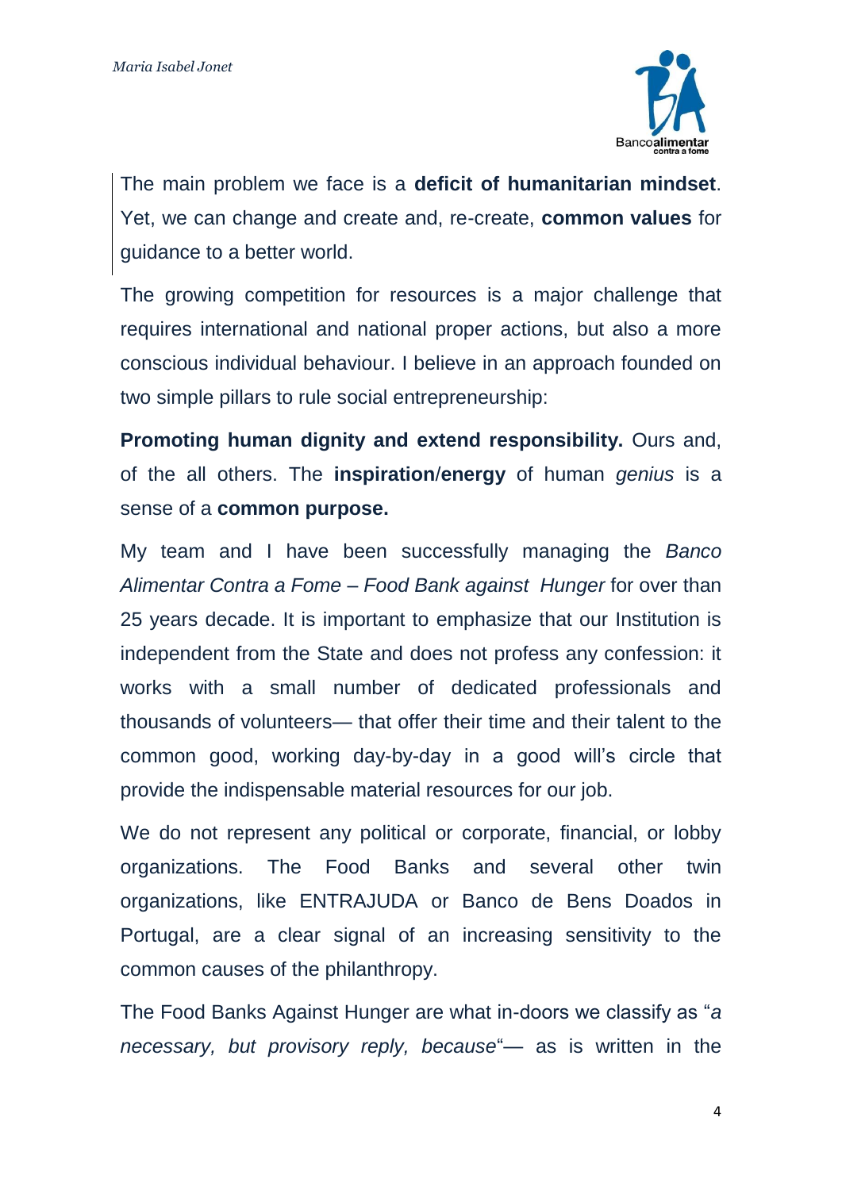The main problem we face is a **deficit of humanitarian mindset**. Yet, we can change and create and, re-create, **common values** for guidance to a better world.

The growing competition for resources is a major challenge that requires international and national proper actions, but also a more conscious individual behaviour. I believe in an approach founded on two simple pillars to rule social entrepreneurship:

**Promoting human dignity and extend responsibility.** Ours and, of the all others. The **inspiration**/**energy** of human *genius* is a sense of a **common purpose.**

My team and I have been successfully managing the *Banco Alimentar Contra a Fome – Food Bank against Hunger* for over than 25 years decade. It is important to emphasize that our Institution is independent from the State and does not profess any confession: it works with a small number of dedicated professionals and thousands of volunteers— that offer their time and their talent to the common good, working day-by-day in a good will's circle that provide the indispensable material resources for our job.

We do not represent any political or corporate, financial, or lobby organizations. The Food Banks and several other twin organizations, like ENTRAJUDA or Banco de Bens Doados in Portugal, are a clear signal of an increasing sensitivity to the common causes of the philanthropy.

The Food Banks Against Hunger are what in-doors we classify as "*a necessary, but provisory reply, because*"— as is written in the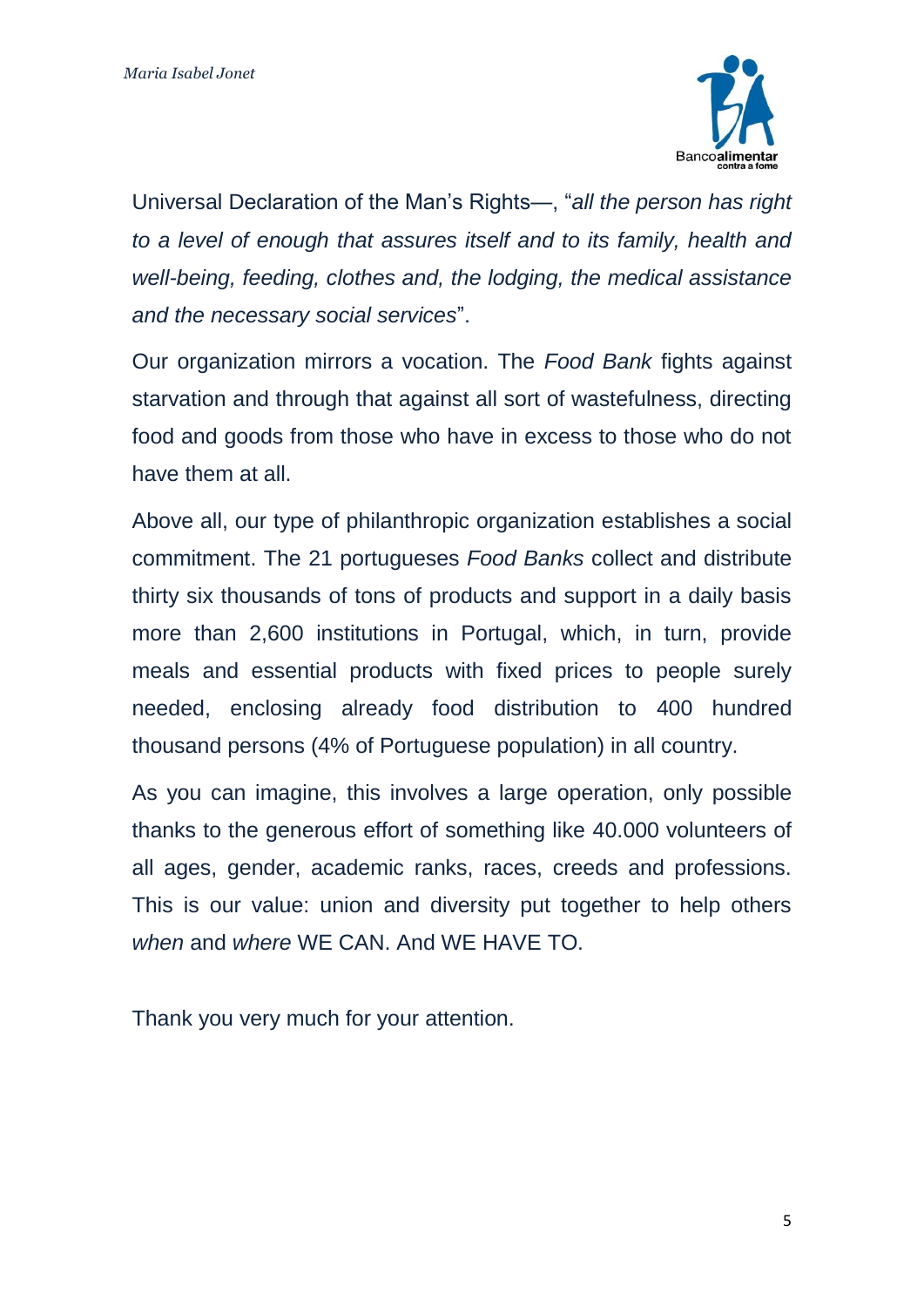Universal Declaration of the Man's Rights—, "*all the person has right to a level of enough that assures itself and to its family, health and well-being, feeding, clothes and, the lodging, the medical assistance and the necessary social services*".

Our organization mirrors a vocation. The *Food Bank* fights against starvation and through that against all sort of wastefulness, directing food and goods from those who have in excess to those who do not have them at all.

Above all, our type of philanthropic organization establishes a social commitment. The 21 portugueses *Food Banks* collect and distribute thirty six thousands of tons of products and support in a daily basis more than 2,600 institutions in Portugal, which, in turn, provide meals and essential products with fixed prices to people surely needed, enclosing already food distribution to 400 hundred thousand persons (4% of Portuguese population) in all country.

As you can imagine, this involves a large operation, only possible thanks to the generous effort of something like 40.000 volunteers of all ages, gender, academic ranks, races, creeds and professions. This is our value: union and diversity put together to help others *when* and *where* WE CAN. And WE HAVE TO.

Thank you very much for your attention.